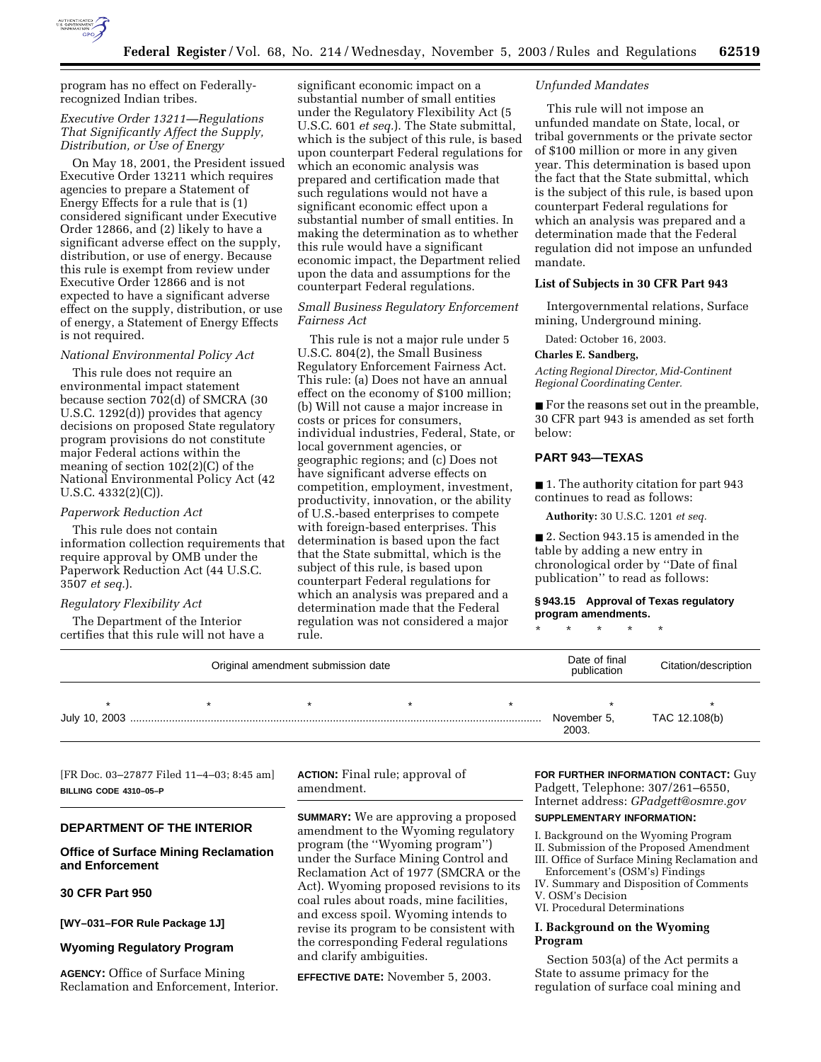program has no effect on Federally-recognized Indian tribes.

*Executive Order 13211—Regulations That Significantly Affect the Supply, Distribution, or Use of Energy*

On May 18, 2001, the President issued Executive Order 13211 which requires agencies to prepare a Statement of Energy Effects for a rule that is (1) considered significant under Executive Order 12866, and (2) likely to have a significant adverse effect on the supply, distribution, or use of energy. Because this rule is exempt from review under Executive Order 12866 and is not expected to have a significant adverse effect on the supply, distribution, or use of energy, a Statement of Energy Effects is not required.

*National Environmental Policy Act*

This rule does not require an environmental impact statement because section 702(d) of SMCRA (30 U.S.C. 1292(d)) provides that agency decisions on proposed State regulatory program provisions do not constitute major Federal actions within the meaning of section 102(2)(C) of the National Environmental Policy Act (42 U.S.C. 4332(2)(C)).

*Paperwork Reduction Act*

This rule does not contain information collection requirements that require approval by OMB under the Paperwork Reduction Act (44 U.S.C. 3507 *et seq.*).

*Regulatory Flexibility Act*

The Department of the Interior certifies that this rule will not have a significant economic impact on a substantial number of small entities under the Regulatory Flexibility Act (5 U.S.C. 601 *et seq.*). The State submittal, which is the subject of this rule, is based upon counterpart Federal regulations for which an economic analysis was prepared and certification made that such regulations would not have a significant economic effect upon a substantial number of small entities. In making the determination as to whether this rule would have a significant economic impact, the Department relied upon the data and assumptions for the counterpart Federal regulations.

*Small Business Regulatory Enforcement Fairness Act*

This rule is not a major rule under 5 U.S.C. 804(2), the Small Business Regulatory Enforcement Fairness Act. This rule: (a) Does not have an annual effect on the economy of $100 million; (b) Will not cause a major increase in costs or prices for consumers, individual industries, Federal, State, or local government agencies, or geographic regions; and (c) Does not have significant adverse effects on competition, employment, investment, productivity, innovation, or the ability of U.S.-based enterprises to compete with foreign-based enterprises. This determination is based upon the fact that the State submittal, which is the subject of this rule, is based upon counterpart Federal regulations for which an analysis was prepared and a determination made that the Federal regulation was not considered a major rule.

*Unfunded Mandates*

This rule will not impose an unfunded mandate on State, local, or tribal governments or the private sector of $100 million or more in any given year. This determination is based upon the fact that the State submittal, which is the subject of this rule, is based upon counterpart Federal regulations for which an analysis was prepared and a determination made that the Federal regulation did not impose an unfunded mandate.

**List of Subjects in 30 CFR Part 943**

Intergovernmental relations, Surface mining, Underground mining.

Dated: October 16, 2003.

**Charles E. Sandberg,**

*Acting Regional Director, Mid-Continent Regional Coordinating Center.*

■ For the reasons set out in the preamble, 30 CFR part 943 is amended as set forth below:

## PART 943—TEXAS

■ 1. The authority citation for part 943 continues to read as follows:

**Authority:** 30 U.S.C. 1201 *et seq.*

■ 2. Section 943.15 is amended in the table by adding a new entry in chronological order by "Date of final publication" to read as follows:

**§ 943.15 Approval of Texas regulatory program amendments.**

\* \* \* \* \*

| Original amendment submission date | Date of final publication | Citation/description |
|---|---|---|
| \* \* \* \* \* | \* | \* |
| July 10, 2003 | November 5, 2003. | TAC 12.108(b) |

[FR Doc. 03–27877 Filed 11–4–03; 8:45 am]

**BILLING CODE 4310–05–P**

## DEPARTMENT OF THE INTERIOR

### Office of Surface Mining Reclamation and Enforcement

### 30 CFR Part 950

**[WY–031–FOR Rule Package 1J]**

### Wyoming Regulatory Program

**AGENCY:** Office of Surface Mining Reclamation and Enforcement, Interior.

**ACTION:** Final rule; approval of amendment.

**SUMMARY:** We are approving a proposed amendment to the Wyoming regulatory program (the "Wyoming program") under the Surface Mining Control and Reclamation Act of 1977 (SMCRA or the Act). Wyoming proposed revisions to its coal rules about roads, mine facilities, and excess spoil. Wyoming intends to revise its program to be consistent with the corresponding Federal regulations and clarify ambiguities.

**EFFECTIVE DATE:** November 5, 2003.

**FOR FURTHER INFORMATION CONTACT:** Guy Padgett, Telephone: 307/261–6550, Internet address: *GPadgett@osmre.gov*

**SUPPLEMENTARY INFORMATION:**

I. Background on the Wyoming Program
II. Submission of the Proposed Amendment
III. Office of Surface Mining Reclamation and Enforcement's (OSM's) Findings
IV. Summary and Disposition of Comments
V. OSM's Decision
VI. Procedural Determinations

## I. Background on the Wyoming Program

Section 503(a) of the Act permits a State to assume primacy for the regulation of surface coal mining and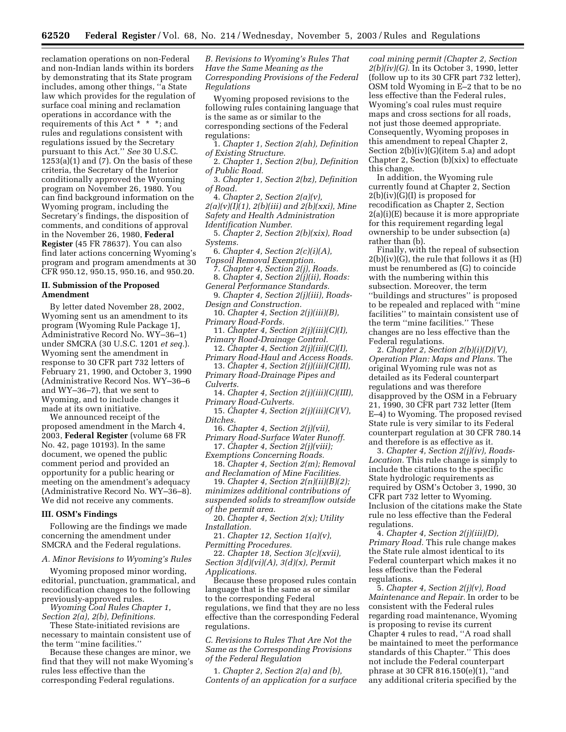reclamation operations on non-Federal and non-Indian lands within its borders by demonstrating that its State program includes, among other things, ''a State law which provides for the regulation of surface coal mining and reclamation operations in accordance with the requirements of this Act * * *; and rules and regulations consistent with regulations issued by the Secretary pursuant to this Act.'' *See* 30 U.S.C. 1253(a)(1) and (7). On the basis of these criteria, the Secretary of the Interior conditionally approved the Wyoming program on November 26, 1980. You can find background information on the Wyoming program, including the Secretary's findings, the disposition of comments, and conditions of approval in the November 26, 1980, **Federal Register** (45 FR 78637). You can also find later actions concerning Wyoming's program and program amendments at 30 CFR 950.12, 950.15, 950.16, and 950.20.

## II. Submission of the Proposed Amendment

By letter dated November 28, 2002, Wyoming sent us an amendment to its program (Wyoming Rule Package 1J, Administrative Record No. WY–36–1) under SMCRA (30 U.S.C. 1201 *et seq.*). Wyoming sent the amendment in response to 30 CFR part 732 letters of February 21, 1990, and October 3, 1990 (Administrative Record Nos. WY–36–6 and WY–36–7), that we sent to Wyoming, and to include changes it made at its own initiative.

We announced receipt of the proposed amendment in the March 4, 2003, **Federal Register** (volume 68 FR No. 42, page 10193). In the same document, we opened the public comment period and provided an opportunity for a public hearing or meeting on the amendment's adequacy (Administrative Record No. WY–36–8). We did not receive any comments.

## III. OSM's Findings

Following are the findings we made concerning the amendment under SMCRA and the Federal regulations.

### *A. Minor Revisions to Wyoming's Rules*

Wyoming proposed minor wording, editorial, punctuation, grammatical, and recodification changes to the following previously-approved rules.

*Wyoming Coal Rules Chapter 1, Section 2(a), 2(b), Definitions.*

These State-initiated revisions are necessary to maintain consistent use of the term ''mine facilities.''

Because these changes are minor, we find that they will not make Wyoming's rules less effective than the corresponding Federal regulations.

### *B. Revisions to Wyoming's Rules That Have the Same Meaning as the Corresponding Provisions of the Federal Regulations*

Wyoming proposed revisions to the following rules containing language that is the same as or similar to the corresponding sections of the Federal regulations:

1. *Chapter 1, Section 2(ah), Definition of Existing Structure.*
2. *Chapter 1, Section 2(bu), Definition of Public Road.*
3. *Chapter 1, Section 2(bz), Definition of Road.*
4. *Chapter 2, Section 2(a)(v), 2(a)(v)(I)(1), 2(b)(iii) and 2(b)(xxi), Mine Safety and Health Administration Identification Number.*
5. *Chapter 2, Section 2(b)(xix), Road Systems.*
6. *Chapter 4, Section 2(c)(i)(A), Topsoil Removal Exemption.*
7. *Chapter 4, Section 2(j), Roads.*
8. *Chapter 4, Section 2(j)(ii), Roads: General Performance Standards.*
9. *Chapter 4, Section 2(j)(iii), Roads-Design and Construction.*
10. *Chapter 4, Section 2(j)(iii)(B), Primary Road-Fords.*
11. *Chapter 4, Section 2(j)(iii)(C)(I), Primary Road-Drainage Control.*
12. *Chapter 4, Section 2(j)(iii)(C)(I), Primary Road-Haul and Access Roads.*
13. *Chapter 4, Section 2(j)(iii)(C)(II), Primary Road-Drainage Pipes and Culverts.*
14. *Chapter 4, Section 2(j)(iii)(C)(III), Primary Road-Culverts.*
15. *Chapter 4, Section 2(j)(iii)(C)(V), Ditches.*
16. *Chapter 4, Section 2(j)(vii), Primary Road-Surface Water Runoff.*
17. *Chapter 4, Section 2(j)(viii); Exemptions Concerning Roads.*
18. *Chapter 4, Section 2(m); Removal and Reclamation of Mine Facilities.*
19. *Chapter 4, Section 2(n)(ii)(B)(2); minimizes additional contributions of suspended solids to streamflow outside of the permit area.*
20. *Chapter 4, Section 2(x); Utility Installation.*
21. *Chapter 12, Section 1(a)(v), Permitting Procedures.*
22. *Chapter 18, Section 3(c)(xvii), Section 3(d)(vi)(A), 3(d)(x), Permit Applications.*

Because these proposed rules contain language that is the same as or similar to the corresponding Federal regulations, we find that they are no less effective than the corresponding Federal regulations.

### *C. Revisions to Rules That Are Not the Same as the Corresponding Provisions of the Federal Regulation*

1. *Chapter 2, Section 2(a) and (b), Contents of an application for a surface coal mining permit (Chapter 2, Section 2(b)(iv)(G).* In its October 3, 1990, letter (follow up to its 30 CFR part 732 letter), OSM told Wyoming in E–2 that to be no less effective than the Federal rules, Wyoming's coal rules must require maps and cross sections for all roads, not just those deemed appropriate. Consequently, Wyoming proposes in this amendment to repeal Chapter 2, Section 2(b)(iv)(G)(item 5.a) and adopt Chapter 2, Section (b)(xix) to effectuate this change.

In addition, the Wyoming rule currently found at Chapter 2, Section 2(b)(iv)(G)(I) is proposed for recodification as Chapter 2, Section 2(a)(i)(E) because it is more appropriate for this requirement regarding legal ownership to be under subsection (a) rather than (b).

Finally, with the repeal of subsection 2(b)(iv)(G), the rule that follows it as (H) must be renumbered as (G) to coincide with the numbering within this subsection. Moreover, the term ''buildings and structures'' is proposed to be repealed and replaced with ''mine facilities'' to maintain consistent use of the term ''mine facilities.'' These changes are no less effective than the Federal regulations.

2. *Chapter 2, Section 2(b)(i)(D)(V), Operation Plan: Maps and Plans.* The original Wyoming rule was not as detailed as its Federal counterpart regulations and was therefore disapproved by the OSM in a February 21, 1990, 30 CFR part 732 letter (Item E–4) to Wyoming. The proposed revised State rule is very similar to its Federal counterpart regulation at 30 CFR 780.14 and therefore is as effective as it.

3. *Chapter 4, Section 2(j)(iv), Roads-Location.* This rule change is simply to include the citations to the specific State hydrologic requirements as required by OSM's October 3, 1990, 30 CFR part 732 letter to Wyoming. Inclusion of the citations make the State rule no less effective than the Federal regulations.

4. *Chapter 4, Section 2(j)(iii)(D), Primary Road.* This rule change makes the State rule almost identical to its Federal counterpart which makes it no less effective than the Federal regulations.

5. *Chapter 4, Section 2(j)(v), Road Maintenance and Repair.* In order to be consistent with the Federal rules regarding road maintenance, Wyoming is proposing to revise its current Chapter 4 rules to read, ''A road shall be maintained to meet the performance standards of this Chapter.'' This does not include the Federal counterpart phrase at 30 CFR 816.150(e)(1), ''and any additional criteria specified by the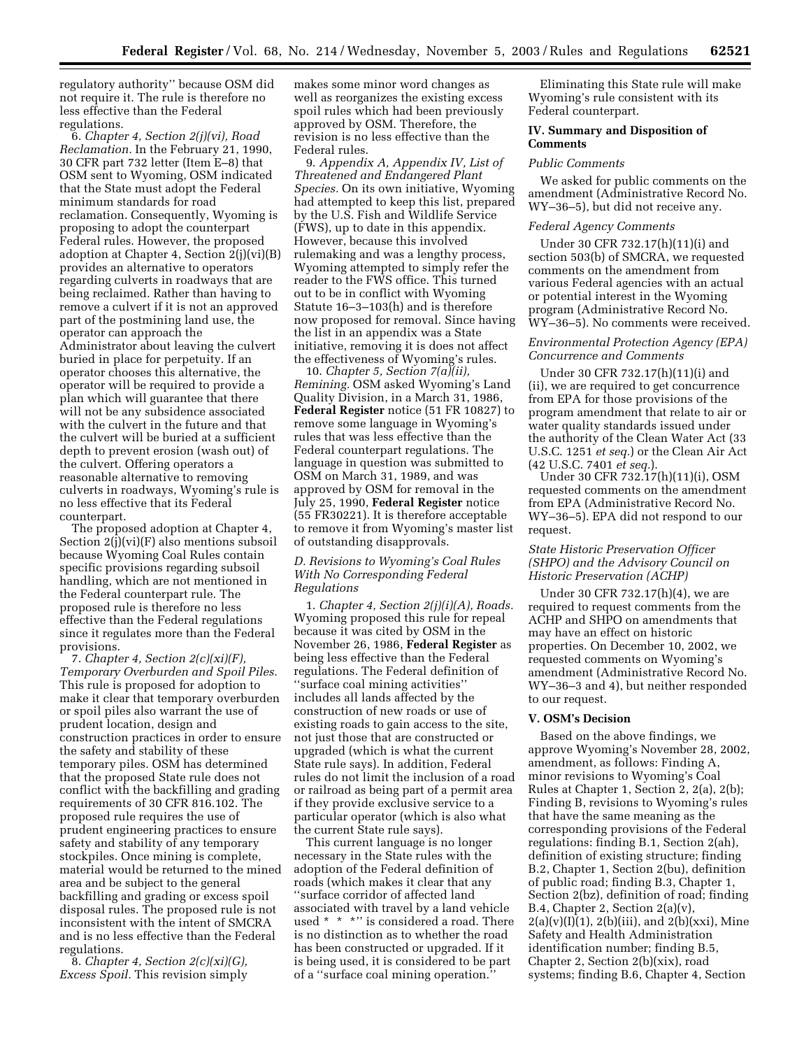regulatory authority'' because OSM did not require it. The rule is therefore no less effective than the Federal regulations.

6. *Chapter 4, Section 2(j)(vi), Road Reclamation.* In the February 21, 1990, 30 CFR part 732 letter (Item E–8) that OSM sent to Wyoming, OSM indicated that the State must adopt the Federal minimum standards for road reclamation. Consequently, Wyoming is proposing to adopt the counterpart Federal rules. However, the proposed adoption at Chapter 4, Section 2(j)(vi)(B) provides an alternative to operators regarding culverts in roadways that are being reclaimed. Rather than having to remove a culvert if it is not an approved part of the postmining land use, the operator can approach the Administrator about leaving the culvert buried in place for perpetuity. If an operator chooses this alternative, the operator will be required to provide a plan which will guarantee that there will not be any subsidence associated with the culvert in the future and that the culvert will be buried at a sufficient depth to prevent erosion (wash out) of the culvert. Offering operators a reasonable alternative to removing culverts in roadways, Wyoming's rule is no less effective that its Federal counterpart.

The proposed adoption at Chapter 4, Section 2(j)(vi)(F) also mentions subsoil because Wyoming Coal Rules contain specific provisions regarding subsoil handling, which are not mentioned in the Federal counterpart rule. The proposed rule is therefore no less effective than the Federal regulations since it regulates more than the Federal provisions.

7. *Chapter 4, Section 2(c)(xi)(F), Temporary Overburden and Spoil Piles.* This rule is proposed for adoption to make it clear that temporary overburden or spoil piles also warrant the use of prudent location, design and construction practices in order to ensure the safety and stability of these temporary piles. OSM has determined that the proposed State rule does not conflict with the backfilling and grading requirements of 30 CFR 816.102. The proposed rule requires the use of prudent engineering practices to ensure safety and stability of any temporary stockpiles. Once mining is complete, material would be returned to the mined area and be subject to the general backfilling and grading or excess spoil disposal rules. The proposed rule is not inconsistent with the intent of SMCRA and is no less effective than the Federal regulations.

8. *Chapter 4, Section 2(c)(xi)(G), Excess Spoil.* This revision simply makes some minor word changes as well as reorganizes the existing excess spoil rules which had been previously approved by OSM. Therefore, the revision is no less effective than the Federal rules.

9. *Appendix A, Appendix IV, List of Threatened and Endangered Plant Species.* On its own initiative, Wyoming had attempted to keep this list, prepared by the U.S. Fish and Wildlife Service (FWS), up to date in this appendix. However, because this involved rulemaking and was a lengthy process, Wyoming attempted to simply refer the reader to the FWS office. This turned out to be in conflict with Wyoming Statute 16–3–103(h) and is therefore now proposed for removal. Since having the list in an appendix was a State initiative, removing it is does not affect the effectiveness of Wyoming's rules.

10. *Chapter 5, Section 7(a)(ii), Remining.* OSM asked Wyoming's Land Quality Division, in a March 31, 1986, **Federal Register** notice (51 FR 10827) to remove some language in Wyoming's rules that was less effective than the Federal counterpart regulations. The language in question was submitted to OSM on March 31, 1989, and was approved by OSM for removal in the July 25, 1990, **Federal Register** notice (55 FR30221). It is therefore acceptable to remove it from Wyoming's master list of outstanding disapprovals.

### *D. Revisions to Wyoming's Coal Rules With No Corresponding Federal Regulations*

1. *Chapter 4, Section 2(j)(i)(A), Roads.* Wyoming proposed this rule for repeal because it was cited by OSM in the November 26, 1986, **Federal Register** as being less effective than the Federal regulations. The Federal definition of ''surface coal mining activities'' includes all lands affected by the construction of new roads or use of existing roads to gain access to the site, not just those that are constructed or upgraded (which is what the current State rule says). In addition, Federal rules do not limit the inclusion of a road or railroad as being part of a permit area if they provide exclusive service to a particular operator (which is also what the current State rule says).

This current language is no longer necessary in the State rules with the adoption of the Federal definition of roads (which makes it clear that any ''surface corridor of affected land associated with travel by a land vehicle used * * *'' is considered a road. There is no distinction as to whether the road has been constructed or upgraded. If it is being used, it is considered to be part of a ''surface coal mining operation.''

Eliminating this State rule will make Wyoming's rule consistent with its Federal counterpart.

## IV. Summary and Disposition of Comments

### *Public Comments*

We asked for public comments on the amendment (Administrative Record No. WY–36–5), but did not receive any.

### *Federal Agency Comments*

Under 30 CFR 732.17(h)(11)(i) and section 503(b) of SMCRA, we requested comments on the amendment from various Federal agencies with an actual or potential interest in the Wyoming program (Administrative Record No. WY–36–5). No comments were received.

### *Environmental Protection Agency (EPA) Concurrence and Comments*

Under 30 CFR 732.17(h)(11)(i) and (ii), we are required to get concurrence from EPA for those provisions of the program amendment that relate to air or water quality standards issued under the authority of the Clean Water Act (33 U.S.C. 1251 *et seq.*) or the Clean Air Act (42 U.S.C. 7401 *et seq.*).

Under 30 CFR 732.17(h)(11)(i), OSM requested comments on the amendment from EPA (Administrative Record No. WY–36–5). EPA did not respond to our request.

### *State Historic Preservation Officer (SHPO) and the Advisory Council on Historic Preservation (ACHP)*

Under 30 CFR 732.17(h)(4), we are required to request comments from the ACHP and SHPO on amendments that may have an effect on historic properties. On December 10, 2002, we requested comments on Wyoming's amendment (Administrative Record No. WY–36–3 and 4), but neither responded to our request.

## V. OSM's Decision

Based on the above findings, we approve Wyoming's November 28, 2002, amendment, as follows: Finding A, minor revisions to Wyoming's Coal Rules at Chapter 1, Section 2, 2(a), 2(b); Finding B, revisions to Wyoming's rules that have the same meaning as the corresponding provisions of the Federal regulations: finding B.1, Section 2(ah), definition of existing structure; finding B.2, Chapter 1, Section 2(bu), definition of public road; finding B.3, Chapter 1, Section 2(bz), definition of road; finding B.4, Chapter 2, Section 2(a)(v), 2(a)(v)(I)(1), 2(b)(iii), and 2(b)(xxi), Mine Safety and Health Administration identification number; finding B.5, Chapter 2, Section 2(b)(xix), road systems; finding B.6, Chapter 4, Section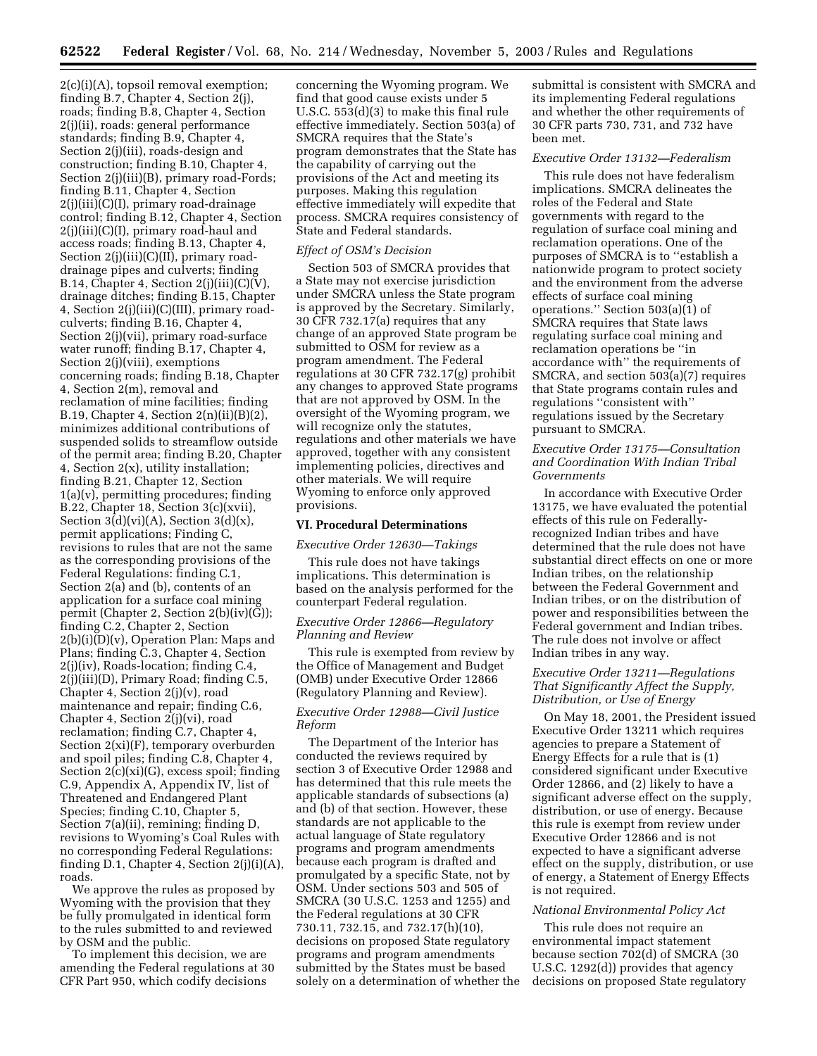2(c)(i)(A), topsoil removal exemption; finding B.7, Chapter 4, Section 2(j), roads; finding B.8, Chapter 4, Section 2(j)(ii), roads: general performance standards; finding B.9, Chapter 4, Section 2(j)(iii), roads-design and construction; finding B.10, Chapter 4, Section 2(j)(iii)(B), primary road-Fords; finding B.11, Chapter 4, Section 2(j)(iii)(C)(I), primary road-drainage control; finding B.12, Chapter 4, Section 2(j)(iii)(C)(I), primary road-haul and access roads; finding B.13, Chapter 4, Section 2(j)(iii)(C)(II), primary road-drainage pipes and culverts; finding B.14, Chapter 4, Section 2(j)(iii)(C)(V), drainage ditches; finding B.15, Chapter 4, Section 2(j)(iii)(C)(III), primary road-culverts; finding B.16, Chapter 4, Section 2(j)(vii), primary road-surface water runoff; finding B.17, Chapter 4, Section 2(j)(viii), exemptions concerning roads; finding B.18, Chapter 4, Section 2(m), removal and reclamation of mine facilities; finding B.19, Chapter 4, Section 2(n)(ii)(B)(2), minimizes additional contributions of suspended solids to streamflow outside of the permit area; finding B.20, Chapter 4, Section 2(x), utility installation; finding B.21, Chapter 12, Section 1(a)(v), permitting procedures; finding B.22, Chapter 18, Section 3(c)(xvii), Section 3(d)(vi)(A), Section 3(d)(x), permit applications; Finding C, revisions to rules that are not the same as the corresponding provisions of the Federal Regulations: finding C.1, Section 2(a) and (b), contents of an application for a surface coal mining permit (Chapter 2, Section 2(b)(iv)(G)); finding C.2, Chapter 2, Section 2(b)(i)(D)(v), Operation Plan: Maps and Plans; finding C.3, Chapter 4, Section 2(j)(iv), Roads-location; finding C.4, 2(j)(iii)(D), Primary Road; finding C.5, Chapter 4, Section 2(j)(v), road maintenance and repair; finding C.6, Chapter 4, Section 2(j)(vi), road reclamation; finding C.7, Chapter 4, Section 2(xi)(F), temporary overburden and spoil piles; finding C.8, Chapter 4, Section 2(c)(xi)(G), excess spoil; finding C.9, Appendix A, Appendix IV, list of Threatened and Endangered Plant Species; finding C.10, Chapter 5, Section 7(a)(ii), remining; finding D, revisions to Wyoming's Coal Rules with no corresponding Federal Regulations: finding D.1, Chapter 4, Section 2(j)(i)(A), roads.

We approve the rules as proposed by Wyoming with the provision that they be fully promulgated in identical form to the rules submitted to and reviewed by OSM and the public.

To implement this decision, we are amending the Federal regulations at 30 CFR Part 950, which codify decisions concerning the Wyoming program. We find that good cause exists under 5 U.S.C. 553(d)(3) to make this final rule effective immediately. Section 503(a) of SMCRA requires that the State's program demonstrates that the State has the capability of carrying out the provisions of the Act and meeting its purposes. Making this regulation effective immediately will expedite that process. SMCRA requires consistency of State and Federal standards.

*Effect of OSM's Decision*

Section 503 of SMCRA provides that a State may not exercise jurisdiction under SMCRA unless the State program is approved by the Secretary. Similarly, 30 CFR 732.17(a) requires that any change of an approved State program be submitted to OSM for review as a program amendment. The Federal regulations at 30 CFR 732.17(g) prohibit any changes to approved State programs that are not approved by OSM. In the oversight of the Wyoming program, we will recognize only the statutes, regulations and other materials we have approved, together with any consistent implementing policies, directives and other materials. We will require Wyoming to enforce only approved provisions.

## VI. Procedural Determinations

*Executive Order 12630—Takings*

This rule does not have takings implications. This determination is based on the analysis performed for the counterpart Federal regulation.

*Executive Order 12866—Regulatory Planning and Review*

This rule is exempted from review by the Office of Management and Budget (OMB) under Executive Order 12866 (Regulatory Planning and Review).

*Executive Order 12988—Civil Justice Reform*

The Department of the Interior has conducted the reviews required by section 3 of Executive Order 12988 and has determined that this rule meets the applicable standards of subsections (a) and (b) of that section. However, these standards are not applicable to the actual language of State regulatory programs and program amendments because each program is drafted and promulgated by a specific State, not by OSM. Under sections 503 and 505 of SMCRA (30 U.S.C. 1253 and 1255) and the Federal regulations at 30 CFR 730.11, 732.15, and 732.17(h)(10), decisions on proposed State regulatory programs and program amendments submitted by the States must be based solely on a determination of whether the submittal is consistent with SMCRA and its implementing Federal regulations and whether the other requirements of 30 CFR parts 730, 731, and 732 have been met.

*Executive Order 13132—Federalism*

This rule does not have federalism implications. SMCRA delineates the roles of the Federal and State governments with regard to the regulation of surface coal mining and reclamation operations. One of the purposes of SMCRA is to "establish a nationwide program to protect society and the environment from the adverse effects of surface coal mining operations." Section 503(a)(1) of SMCRA requires that State laws regulating surface coal mining and reclamation operations be "in accordance with" the requirements of SMCRA, and section 503(a)(7) requires that State programs contain rules and regulations "consistent with" regulations issued by the Secretary pursuant to SMCRA.

*Executive Order 13175—Consultation and Coordination With Indian Tribal Governments*

In accordance with Executive Order 13175, we have evaluated the potential effects of this rule on Federally-recognized Indian tribes and have determined that the rule does not have substantial direct effects on one or more Indian tribes, on the relationship between the Federal Government and Indian tribes, or on the distribution of power and responsibilities between the Federal government and Indian tribes. The rule does not involve or affect Indian tribes in any way.

*Executive Order 13211—Regulations That Significantly Affect the Supply, Distribution, or Use of Energy*

On May 18, 2001, the President issued Executive Order 13211 which requires agencies to prepare a Statement of Energy Effects for a rule that is (1) considered significant under Executive Order 12866, and (2) likely to have a significant adverse effect on the supply, distribution, or use of energy. Because this rule is exempt from review under Executive Order 12866 and is not expected to have a significant adverse effect on the supply, distribution, or use of energy, a Statement of Energy Effects is not required.

*National Environmental Policy Act*

This rule does not require an environmental impact statement because section 702(d) of SMCRA (30 U.S.C. 1292(d)) provides that agency decisions on proposed State regulatory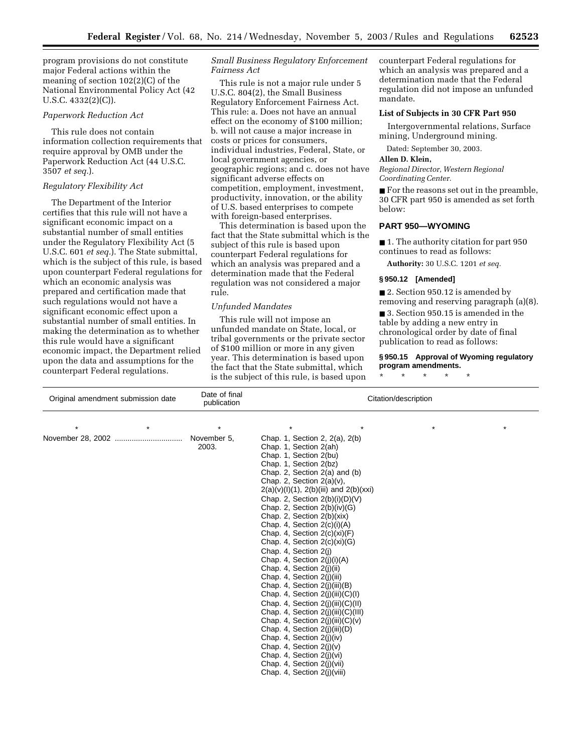program provisions do not constitute major Federal actions within the meaning of section 102(2)(C) of the National Environmental Policy Act (42 U.S.C. 4332(2)(C)).

*Paperwork Reduction Act*

This rule does not contain information collection requirements that require approval by OMB under the Paperwork Reduction Act (44 U.S.C. 3507 *et seq.*).

*Regulatory Flexibility Act*

The Department of the Interior certifies that this rule will not have a significant economic impact on a substantial number of small entities under the Regulatory Flexibility Act (5 U.S.C. 601 *et seq.*). The State submittal, which is the subject of this rule, is based upon counterpart Federal regulations for which an economic analysis was prepared and certification made that such regulations would not have a significant economic effect upon a substantial number of small entities. In making the determination as to whether this rule would have a significant economic impact, the Department relied upon the data and assumptions for the counterpart Federal regulations.

*Small Business Regulatory Enforcement Fairness Act*

This rule is not a major rule under 5 U.S.C. 804(2), the Small Business Regulatory Enforcement Fairness Act. This rule: a. Does not have an annual effect on the economy of $100 million; b. will not cause a major increase in costs or prices for consumers, individual industries, Federal, State, or local government agencies, or geographic regions; and c. does not have significant adverse effects on competition, employment, investment, productivity, innovation, or the ability of U.S. based enterprises to compete with foreign-based enterprises.

This determination is based upon the fact that the State submittal which is the subject of this rule is based upon counterpart Federal regulations for which an analysis was prepared and a determination made that the Federal regulation was not considered a major rule.

*Unfunded Mandates*

This rule will not impose an unfunded mandate on State, local, or tribal governments or the private sector of $100 million or more in any given year. This determination is based upon the fact that the State submittal, which is the subject of this rule, is based upon counterpart Federal regulations for which an analysis was prepared and a determination made that the Federal regulation did not impose an unfunded mandate.

**List of Subjects in 30 CFR Part 950**

Intergovernmental relations, Surface mining, Underground mining.

Dated: September 30, 2003.

**Allen D. Klein,**

*Regional Director, Western Regional Coordinating Center.*

■ For the reasons set out in the preamble, 30 CFR part 950 is amended as set forth below:

## PART 950—WYOMING

■ 1. The authority citation for part 950 continues to read as follows:

**Authority:** 30 U.S.C. 1201 *et seq.*

**§ 950.12 [Amended]**

■ 2. Section 950.12 is amended by removing and reserving paragraph (a)(8).

■ 3. Section 950.15 is amended in the table by adding a new entry in chronological order by date of final publication to read as follows:

**§ 950.15 Approval of Wyoming regulatory program amendments.**

\* \* \* \* \*

| Original amendment submission date | Date of final publication | Citation/description |
|---|---|---|
| \* \* | \* | \* \* \* \* |
| November 28, 2002 ................................ | November 5, 2003. | Chap. 1, Section 2, 2(a), 2(b)<br>Chap. 1, Section 2(ah)<br>Chap. 1, Section 2(bu)<br>Chap. 1, Section 2(bz)<br>Chap. 2, Section 2(a) and (b)<br>Chap. 2, Section 2(a)(v), 2(a)(v)(I)(1), 2(b)(iii) and 2(b)(xxi)<br>Chap. 2, Section 2(b)(i)(D)(V)<br>Chap. 2, Section 2(b)(iv)(G)<br>Chap. 2, Section 2(b)(xix)<br>Chap. 4, Section 2(c)(i)(A)<br>Chap. 4, Section 2(c)(xi)(F)<br>Chap. 4, Section 2(c)(xi)(G)<br>Chap. 4, Section 2(j)<br>Chap. 4, Section 2(j)(i)(A)<br>Chap. 4, Section 2(j)(ii)<br>Chap. 4, Section 2(j)(iii)<br>Chap. 4, Section 2(j)(iii)(B)<br>Chap. 4, Section 2(j)(iii)(C)(I)<br>Chap. 4, Section 2(j)(iii)(C)(II)<br>Chap. 4, Section 2(j)(iii)(C)(III)<br>Chap. 4, Section 2(j)(iii)(C)(v)<br>Chap. 4, Section 2(j)(iii)(D)<br>Chap. 4, Section 2(j)(iv)<br>Chap. 4, Section 2(j)(v)<br>Chap. 4, Section 2(j)(vi)<br>Chap. 4, Section 2(j)(vii)<br>Chap. 4, Section 2(j)(viii) |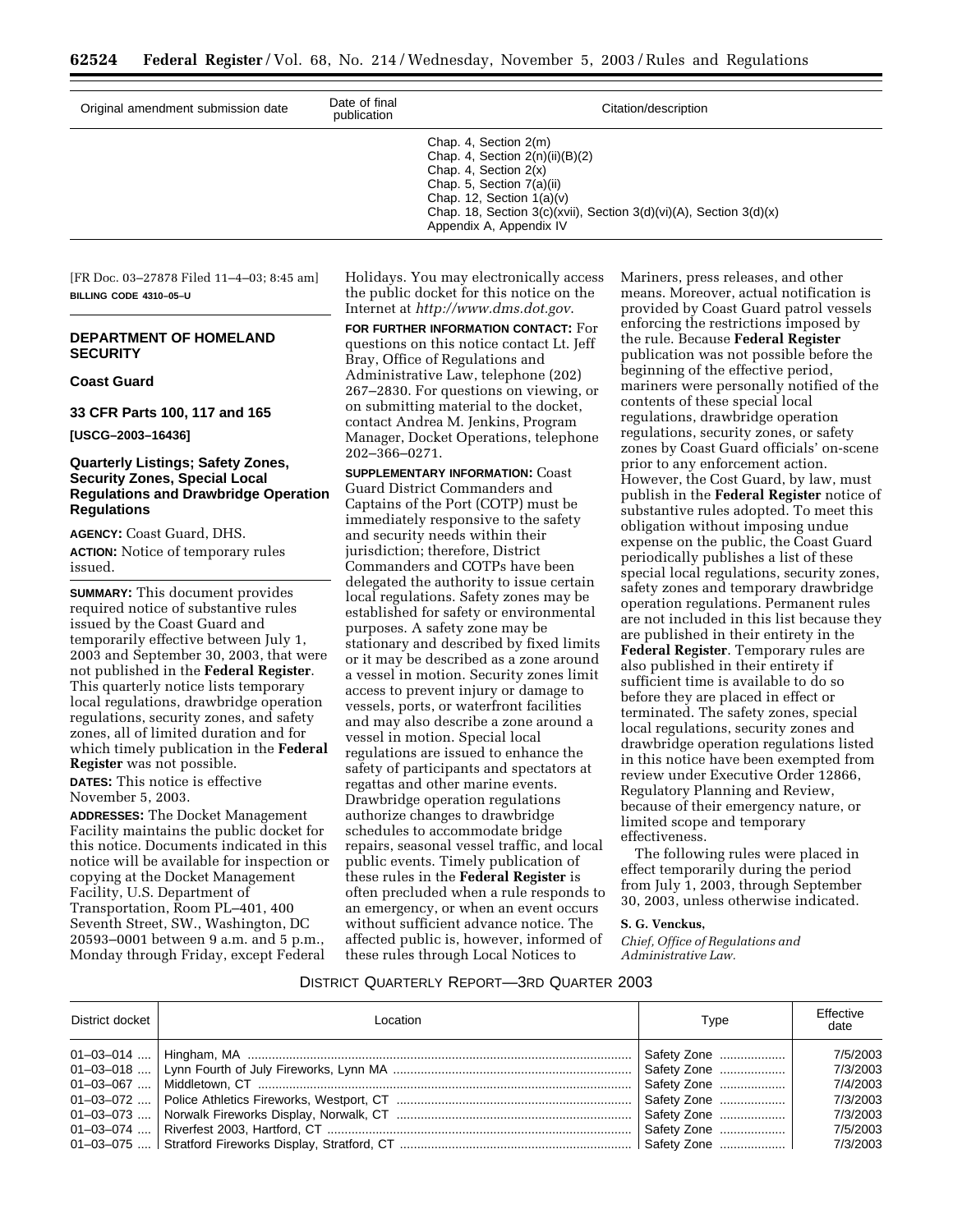| Original amendment submission date | Date of final publication | Citation/description |
| --- | --- | --- |
| | | Chap. 4, Section 2(m)<br>Chap. 4, Section 2(n)(ii)(B)(2)<br>Chap. 4, Section 2(x)<br>Chap. 5, Section 7(a)(ii)<br>Chap. 12, Section 1(a)(v)<br>Chap. 18, Section 3(c)(xvii), Section 3(d)(vi)(A), Section 3(d)(x)<br>Appendix A, Appendix IV |

[FR Doc. 03–27878 Filed 11–4–03; 8:45 am]

**BILLING CODE 4310–05–U**

## DEPARTMENT OF HOMELAND SECURITY

### Coast Guard

### 33 CFR Parts 100, 117 and 165

**[USCG–2003–16436]**

### Quarterly Listings; Safety Zones, Security Zones, Special Local Regulations and Drawbridge Operation Regulations

**AGENCY:** Coast Guard, DHS.

**ACTION:** Notice of temporary rules issued.

**SUMMARY:** This document provides required notice of substantive rules issued by the Coast Guard and temporarily effective between July 1, 2003 and September 30, 2003, that were not published in the **Federal Register**. This quarterly notice lists temporary local regulations, drawbridge operation regulations, security zones, and safety zones, all of limited duration and for which timely publication in the **Federal Register** was not possible.

**DATES:** This notice is effective November 5, 2003.

**ADDRESSES:** The Docket Management Facility maintains the public docket for this notice. Documents indicated in this notice will be available for inspection or copying at the Docket Management Facility, U.S. Department of Transportation, Room PL–401, 400 Seventh Street, SW., Washington, DC 20593–0001 between 9 a.m. and 5 p.m., Monday through Friday, except Federal Holidays. You may electronically access the public docket for this notice on the Internet at *http://www.dms.dot.gov.*

**FOR FURTHER INFORMATION CONTACT:** For questions on this notice contact Lt. Jeff Bray, Office of Regulations and Administrative Law, telephone (202) 267–2830. For questions on viewing, or on submitting material to the docket, contact Andrea M. Jenkins, Program Manager, Docket Operations, telephone 202–366–0271.

**SUPPLEMENTARY INFORMATION:** Coast Guard District Commanders and Captains of the Port (COTP) must be immediately responsive to the safety and security needs within their jurisdiction; therefore, District Commanders and COTPs have been delegated the authority to issue certain local regulations. Safety zones may be established for safety or environmental purposes. A safety zone may be stationary and described by fixed limits or it may be described as a zone around a vessel in motion. Security zones limit access to prevent injury or damage to vessels, ports, or waterfront facilities and may also describe a zone around a vessel in motion. Special local regulations are issued to enhance the safety of participants and spectators at regattas and other marine events. Drawbridge operation regulations authorize changes to drawbridge schedules to accommodate bridge repairs, seasonal vessel traffic, and local public events. Timely publication of these rules in the **Federal Register** is often precluded when a rule responds to an emergency, or when an event occurs without sufficient advance notice. The affected public is, however, informed of these rules through Local Notices to Mariners, press releases, and other means. Moreover, actual notification is provided by Coast Guard patrol vessels enforcing the restrictions imposed by the rule. Because **Federal Register** publication was not possible before the beginning of the effective period, mariners were personally notified of the contents of these special local regulations, drawbridge operation regulations, security zones, or safety zones by Coast Guard officials' on-scene prior to any enforcement action. However, the Cost Guard, by law, must publish in the **Federal Register** notice of substantive rules adopted. To meet this obligation without imposing undue expense on the public, the Coast Guard periodically publishes a list of these special local regulations, security zones, safety zones and temporary drawbridge operation regulations. Permanent rules are not included in this list because they are published in their entirety in the **Federal Register**. Temporary rules are also published in their entirety if sufficient time is available to do so before they are placed in effect or terminated. The safety zones, special local regulations, security zones and drawbridge operation regulations listed in this notice have been exempted from review under Executive Order 12866, Regulatory Planning and Review, because of their emergency nature, or limited scope and temporary effectiveness.

The following rules were placed in effect temporarily during the period from July 1, 2003, through September 30, 2003, unless otherwise indicated.

**S. G. Venckus,**

*Chief, Office of Regulations and Administrative Law.*

DISTRICT QUARTERLY REPORT—3RD QUARTER 2003

| District docket | Location | Type | Effective date |
| --- | --- | --- | --- |
| 01–03–014 | Hingham, MA | Safety Zone | 7/5/2003 |
| 01–03–018 | Lynn Fourth of July Fireworks, Lynn MA | Safety Zone | 7/3/2003 |
| 01–03–067 | Middletown, CT | Safety Zone | 7/4/2003 |
| 01–03–072 | Police Athletics Fireworks, Westport, CT | Safety Zone | 7/3/2003 |
| 01–03–073 | Norwalk Fireworks Display, Norwalk, CT | Safety Zone | 7/3/2003 |
| 01–03–074 | Riverfest 2003, Hartford, CT | Safety Zone | 7/5/2003 |
| 01–03–075 | Stratford Fireworks Display, Stratford, CT | Safety Zone | 7/3/2003 |